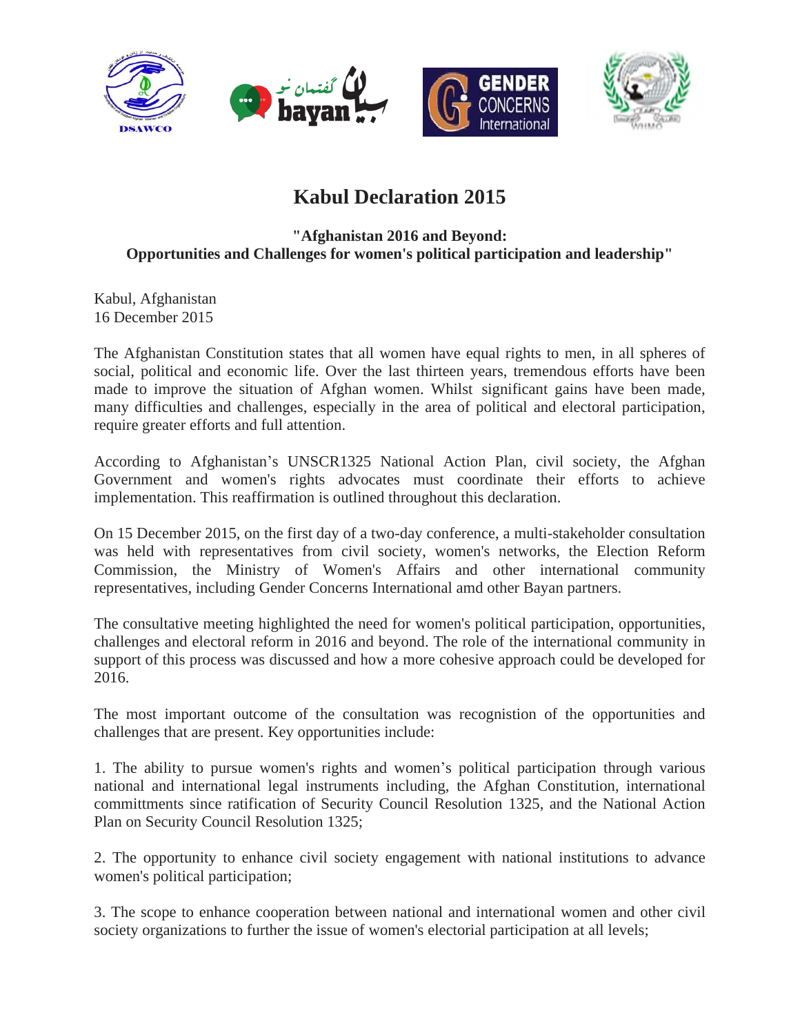# Kabul Declaration 2015

**"Afghanistan 2016 and Beyond:
Opportunities and Challenges for women's political participation and leadership"**

Kabul, Afghanistan
16 December 2015

The Afghanistan Constitution states that all women have equal rights to men, in all spheres of social, political and economic life. Over the last thirteen years, tremendous efforts have been made to improve the situation of Afghan women. Whilst significant gains have been made, many difficulties and challenges, especially in the area of political and electoral participation, require greater efforts and full attention.

According to Afghanistan's UNSCR1325 National Action Plan, civil society, the Afghan Government and women's rights advocates must coordinate their efforts to achieve implementation. This reaffirmation is outlined throughout this declaration.

On 15 December 2015, on the first day of a two-day conference, a multi-stakeholder consultation was held with representatives from civil society, women's networks, the Election Reform Commission, the Ministry of Women's Affairs and other international community representatives, including Gender Concerns International amd other Bayan partners.

The consultative meeting highlighted the need for women's political participation, opportunities, challenges and electoral reform in 2016 and beyond. The role of the international community in support of this process was discussed and how a more cohesive approach could be developed for 2016.

The most important outcome of the consultation was recognition of the opportunities and challenges that are present. Key opportunities include:

1. The ability to pursue women's rights and women's political participation through various national and international legal instruments including, the Afghan Constitution, international committments since ratification of Security Council Resolution 1325, and the National Action Plan on Security Council Resolution 1325;

2. The opportunity to enhance civil society engagement with national institutions to advance women's political participation;

3. The scope to enhance cooperation between national and international women and other civil society organizations to further the issue of women's electorial participation at all levels;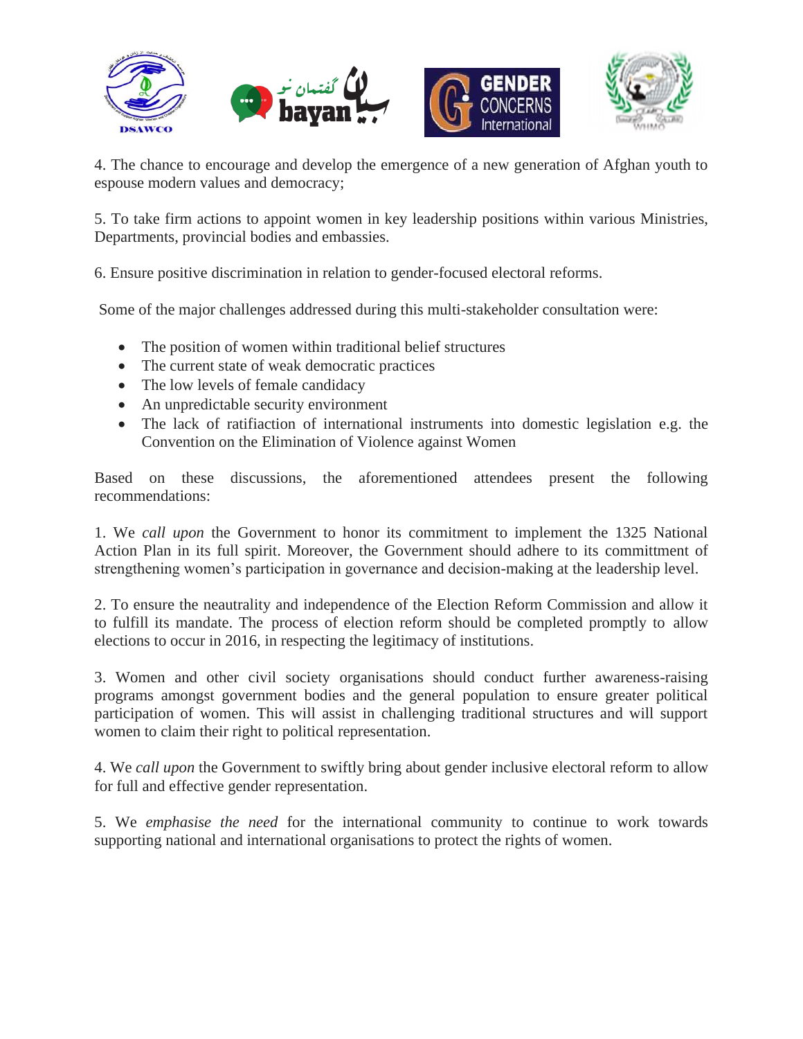4. The chance to encourage and develop the emergence of a new generation of Afghan youth to espouse modern values and democracy;

5. To take firm actions to appoint women in key leadership positions within various Ministries, Departments, provincial bodies and embassies.

6. Ensure positive discrimination in relation to gender-focused electoral reforms.

Some of the major challenges addressed during this multi-stakeholder consultation were:

- The position of women within traditional belief structures
- The current state of weak democratic practices
- The low levels of female candidacy
- An unpredictable security environment
- The lack of ratifiaction of international instruments into domestic legislation e.g. the Convention on the Elimination of Violence against Women

Based on these discussions, the aforementioned attendees present the following recommendations:

1. We *call upon* the Government to honor its commitment to implement the 1325 National Action Plan in its full spirit. Moreover, the Government should adhere to its committtment of strengthening women's participation in governance and decision-making at the leadership level.

2. To ensure the neautrality and independence of the Election Reform Commission and allow it to fulfill its mandate. The process of election reform should be completed promptly to allow elections to occur in 2016, in respecting the legitimacy of institutions.

3. Women and other civil society organisations should conduct further awareness-raising programs amongst government bodies and the general population to ensure greater political participation of women. This will assist in challenging traditional structures and will support women to claim their right to political representation.

4. We *call upon* the Government to swiftly bring about gender inclusive electoral reform to allow for full and effective gender representation.

5. We *emphasise the need* for the international community to continue to work towards supporting national and international organisations to protect the rights of women.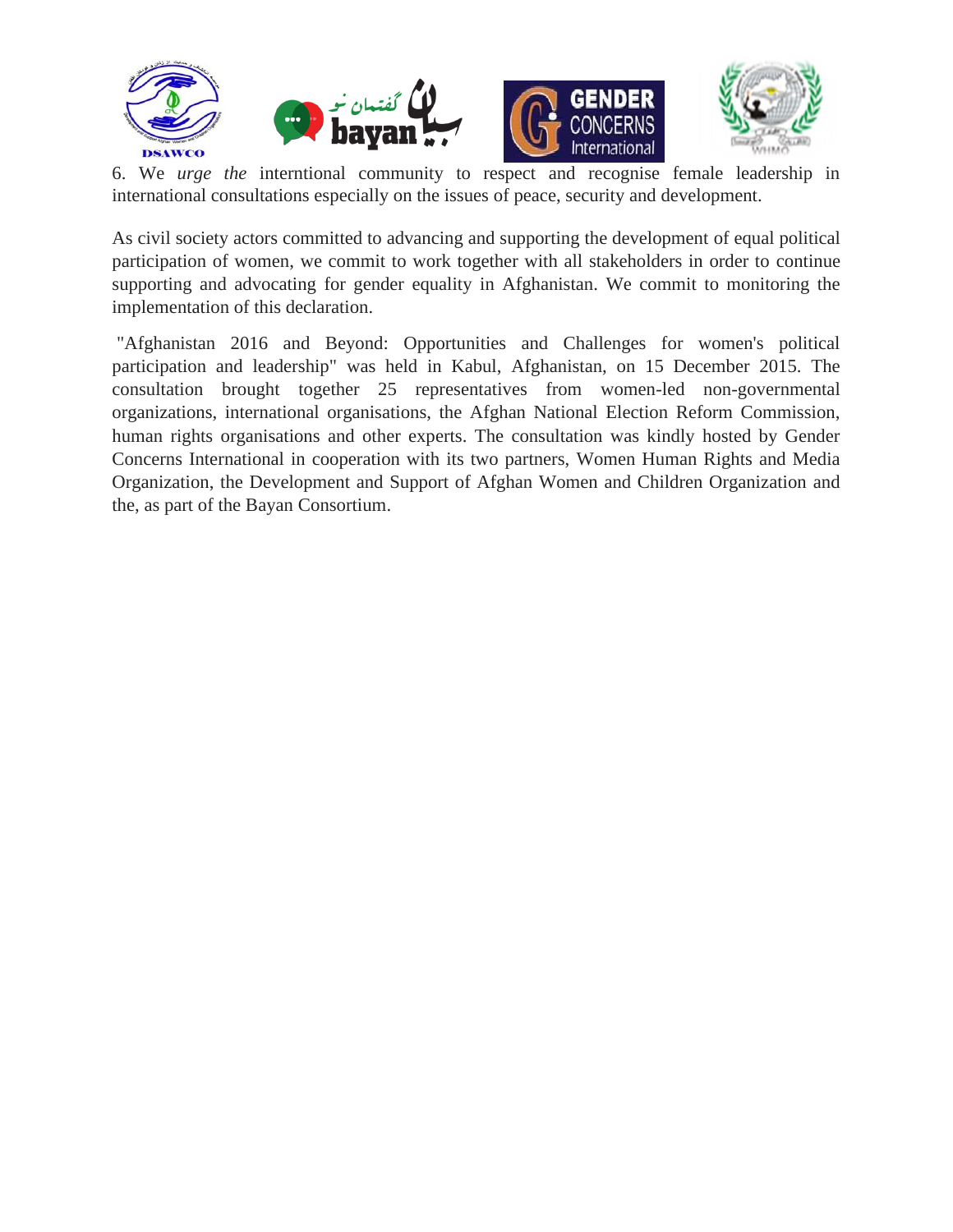6. We *urge the* interntional community to respect and recognise female leadership in international consultations especially on the issues of peace, security and development.

As civil society actors committed to advancing and supporting the development of equal political participation of women, we commit to work together with all stakeholders in order to continue supporting and advocating for gender equality in Afghanistan. We commit to monitoring the implementation of this declaration.

"Afghanistan 2016 and Beyond: Opportunities and Challenges for women's political participation and leadership" was held in Kabul, Afghanistan, on 15 December 2015. The consultation brought together 25 representatives from women-led non-governmental organizations, international organisations, the Afghan National Election Reform Commission, human rights organisations and other experts. The consultation was kindly hosted by Gender Concerns International in cooperation with its two partners, Women Human Rights and Media Organization, the Development and Support of Afghan Women and Children Organization and the, as part of the Bayan Consortium.